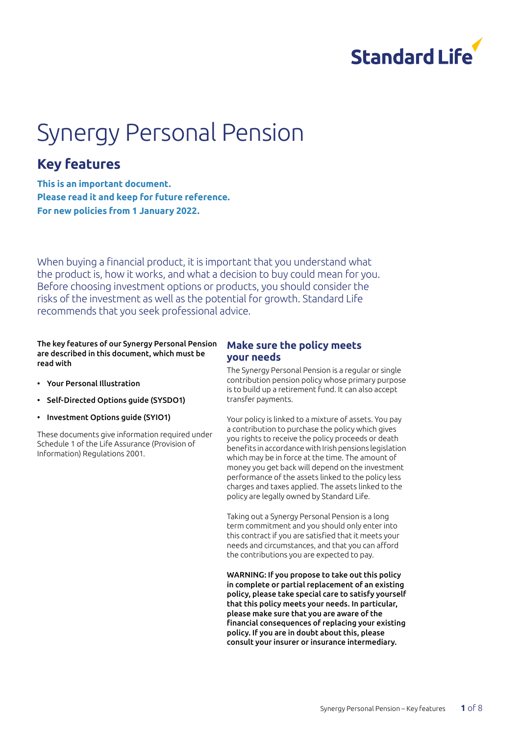Standard Life

# Synergy Personal Pension

## Key features

**This is an important document.**
**Please read it and keep for future reference.**
**For new policies from 1 January 2022.**

When buying a financial product, it is important that you understand what the product is, how it works, and what a decision to buy could mean for you. Before choosing investment options or products, you should consider the risks of the investment as well as the potential for growth. Standard Life recommends that you seek professional advice.

**The key features of our Synergy Personal Pension are described in this document, which must be read with**

- **Your Personal Illustration**
- **Self-Directed Options guide (SYSDO1)**
- **Investment Options guide (SYIO1)**

These documents give information required under Schedule 1 of the Life Assurance (Provision of Information) Regulations 2001.

### Make sure the policy meets your needs

The Synergy Personal Pension is a regular or single contribution pension policy whose primary purpose is to build up a retirement fund. It can also accept transfer payments.

Your policy is linked to a mixture of assets. You pay a contribution to purchase the policy which gives you rights to receive the policy proceeds or death benefits in accordance with Irish pensions legislation which may be in force at the time. The amount of money you get back will depend on the investment performance of the assets linked to the policy less charges and taxes applied. The assets linked to the policy are legally owned by Standard Life.

Taking out a Synergy Personal Pension is a long term commitment and you should only enter into this contract if you are satisfied that it meets your needs and circumstances, and that you can afford the contributions you are expected to pay.

**WARNING: If you propose to take out this policy in complete or partial replacement of an existing policy, please take special care to satisfy yourself that this policy meets your needs. In particular, please make sure that you are aware of the financial consequences of replacing your existing policy. If you are in doubt about this, please consult your insurer or insurance intermediary.**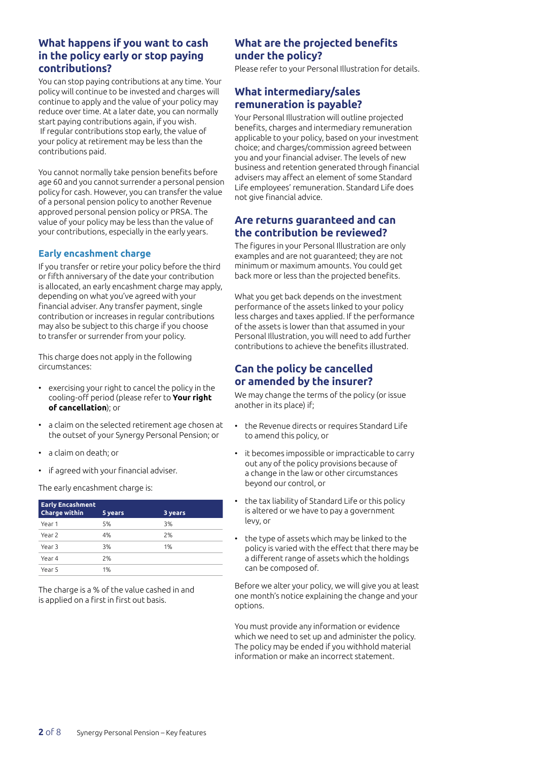## What happens if you want to cash in the policy early or stop paying contributions?

You can stop paying contributions at any time. Your policy will continue to be invested and charges will continue to apply and the value of your policy may reduce over time. At a later date, you can normally start paying contributions again, if you wish. If regular contributions stop early, the value of your policy at retirement may be less than the contributions paid.

You cannot normally take pension benefits before age 60 and you cannot surrender a personal pension policy for cash. However, you can transfer the value of a personal pension policy to another Revenue approved personal pension policy or PRSA. The value of your policy may be less than the value of your contributions, especially in the early years.

### Early encashment charge

If you transfer or retire your policy before the third or fifth anniversary of the date your contribution is allocated, an early encashment charge may apply, depending on what you've agreed with your financial adviser. Any transfer payment, single contribution or increases in regular contributions may also be subject to this charge if you choose to transfer or surrender from your policy.

This charge does not apply in the following circumstances:

- exercising your right to cancel the policy in the cooling-off period (please refer to **Your right of cancellation**); or
- a claim on the selected retirement age chosen at the outset of your Synergy Personal Pension; or
- a claim on death; or
- if agreed with your financial adviser.

The early encashment charge is:

| Early Encashment Charge within | 5 years | 3 years |
|---|---|---|
| Year 1 | 5% | 3% |
| Year 2 | 4% | 2% |
| Year 3 | 3% | 1% |
| Year 4 | 2% | |
| Year 5 | 1% | |

The charge is a % of the value cashed in and is applied on a first in first out basis.

## What are the projected benefits under the policy?

Please refer to your Personal Illustration for details.

## What intermediary/sales remuneration is payable?

Your Personal Illustration will outline projected benefits, charges and intermediary remuneration applicable to your policy, based on your investment choice; and charges/commission agreed between you and your financial adviser. The levels of new business and retention generated through financial advisers may affect an element of some Standard Life employees' remuneration. Standard Life does not give financial advice.

## Are returns guaranteed and can the contribution be reviewed?

The figures in your Personal Illustration are only examples and are not guaranteed; they are not minimum or maximum amounts. You could get back more or less than the projected benefits.

What you get back depends on the investment performance of the assets linked to your policy less charges and taxes applied. If the performance of the assets is lower than that assumed in your Personal Illustration, you will need to add further contributions to achieve the benefits illustrated.

## Can the policy be cancelled or amended by the insurer?

We may change the terms of the policy (or issue another in its place) if;

- the Revenue directs or requires Standard Life to amend this policy, or
- it becomes impossible or impracticable to carry out any of the policy provisions because of a change in the law or other circumstances beyond our control, or
- the tax liability of Standard Life or this policy is altered or we have to pay a government levy, or
- the type of assets which may be linked to the policy is varied with the effect that there may be a different range of assets which the holdings can be composed of.

Before we alter your policy, we will give you at least one month's notice explaining the change and your options.

You must provide any information or evidence which we need to set up and administer the policy. The policy may be ended if you withhold material information or make an incorrect statement.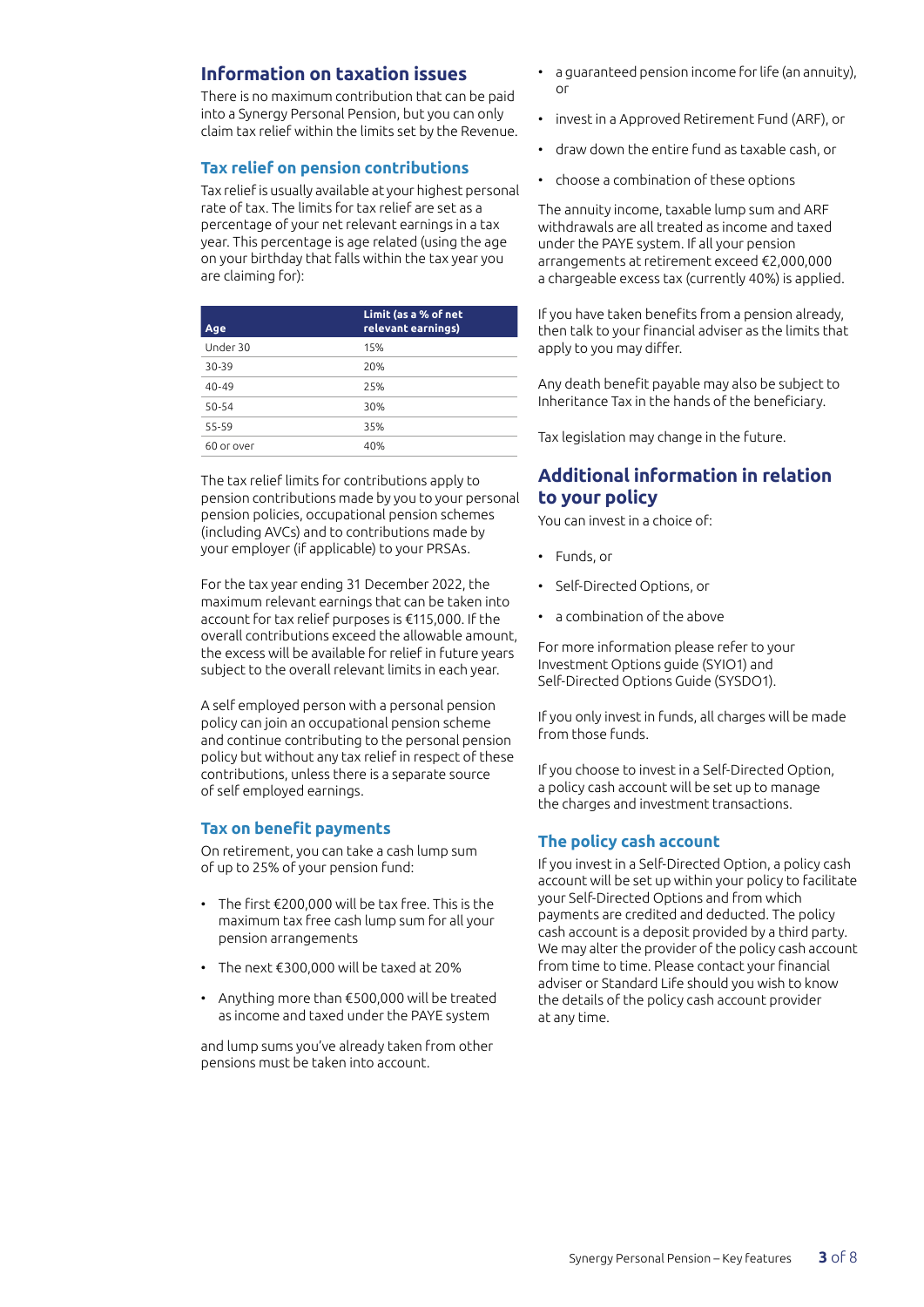## Information on taxation issues

There is no maximum contribution that can be paid into a Synergy Personal Pension, but you can only claim tax relief within the limits set by the Revenue.

### Tax relief on pension contributions

Tax relief is usually available at your highest personal rate of tax. The limits for tax relief are set as a percentage of your net relevant earnings in a tax year. This percentage is age related (using the age on your birthday that falls within the tax year you are claiming for):

| Age | Limit (as a % of net relevant earnings) |
|---|---|
| Under 30 | 15% |
| 30-39 | 20% |
| 40-49 | 25% |
| 50-54 | 30% |
| 55-59 | 35% |
| 60 or over | 40% |

The tax relief limits for contributions apply to pension contributions made by you to your personal pension policies, occupational pension schemes (including AVCs) and to contributions made by your employer (if applicable) to your PRSAs.

For the tax year ending 31 December 2022, the maximum relevant earnings that can be taken into account for tax relief purposes is €115,000. If the overall contributions exceed the allowable amount, the excess will be available for relief in future years subject to the overall relevant limits in each year.

A self employed person with a personal pension policy can join an occupational pension scheme and continue contributing to the personal pension policy but without any tax relief in respect of these contributions, unless there is a separate source of self employed earnings.

### Tax on benefit payments

On retirement, you can take a cash lump sum of up to 25% of your pension fund:

- The first €200,000 will be tax free. This is the maximum tax free cash lump sum for all your pension arrangements
- The next €300,000 will be taxed at 20%
- Anything more than €500,000 will be treated as income and taxed under the PAYE system

and lump sums you've already taken from other pensions must be taken into account.

- a guaranteed pension income for life (an annuity), or
- invest in a Approved Retirement Fund (ARF), or
- draw down the entire fund as taxable cash, or
- choose a combination of these options

The annuity income, taxable lump sum and ARF withdrawals are all treated as income and taxed under the PAYE system. If all your pension arrangements at retirement exceed €2,000,000 a chargeable excess tax (currently 40%) is applied.

If you have taken benefits from a pension already, then talk to your financial adviser as the limits that apply to you may differ.

Any death benefit payable may also be subject to Inheritance Tax in the hands of the beneficiary.

Tax legislation may change in the future.

## Additional information in relation to your policy

You can invest in a choice of:

- Funds, or
- Self-Directed Options, or
- a combination of the above

For more information please refer to your Investment Options guide (SYIO1) and Self-Directed Options Guide (SYSDO1).

If you only invest in funds, all charges will be made from those funds.

If you choose to invest in a Self-Directed Option, a policy cash account will be set up to manage the charges and investment transactions.

### The policy cash account

If you invest in a Self-Directed Option, a policy cash account will be set up within your policy to facilitate your Self-Directed Options and from which payments are credited and deducted. The policy cash account is a deposit provided by a third party. We may alter the provider of the policy cash account from time to time. Please contact your financial adviser or Standard Life should you wish to know the details of the policy cash account provider at any time.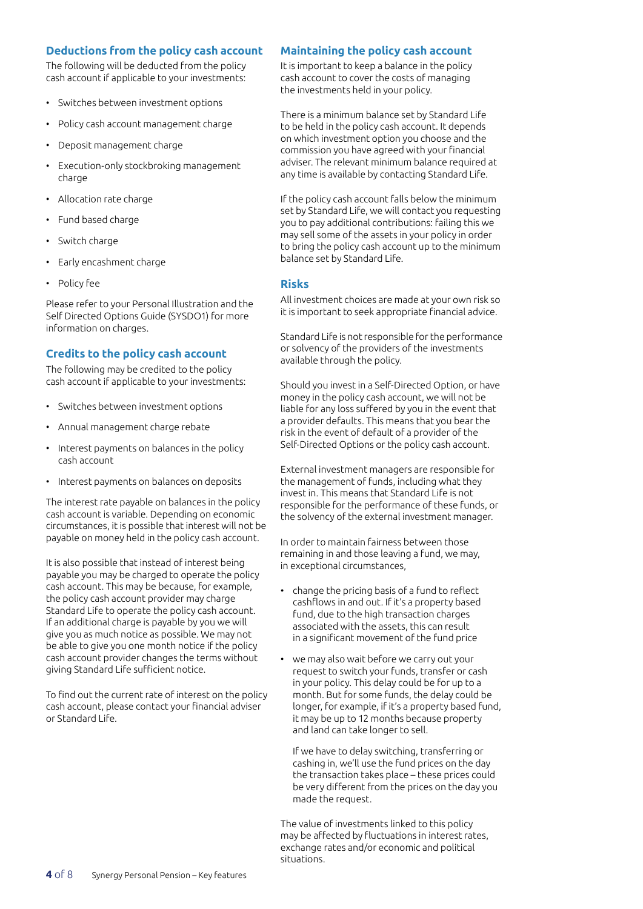## Deductions from the policy cash account

The following will be deducted from the policy cash account if applicable to your investments:

- Switches between investment options
- Policy cash account management charge
- Deposit management charge
- Execution-only stockbroking management charge
- Allocation rate charge
- Fund based charge
- Switch charge
- Early encashment charge
- Policy fee

Please refer to your Personal Illustration and the Self Directed Options Guide (SYSDO1) for more information on charges.

## Credits to the policy cash account

The following may be credited to the policy cash account if applicable to your investments:

- Switches between investment options
- Annual management charge rebate
- Interest payments on balances in the policy cash account
- Interest payments on balances on deposits

The interest rate payable on balances in the policy cash account is variable. Depending on economic circumstances, it is possible that interest will not be payable on money held in the policy cash account.

It is also possible that instead of interest being payable you may be charged to operate the policy cash account. This may be because, for example, the policy cash account provider may charge Standard Life to operate the policy cash account. If an additional charge is payable by you we will give you as much notice as possible. We may not be able to give you one month notice if the policy cash account provider changes the terms without giving Standard Life sufficient notice.

To find out the current rate of interest on the policy cash account, please contact your financial adviser or Standard Life.

## Maintaining the policy cash account

It is important to keep a balance in the policy cash account to cover the costs of managing the investments held in your policy.

There is a minimum balance set by Standard Life to be held in the policy cash account. It depends on which investment option you choose and the commission you have agreed with your financial adviser. The relevant minimum balance required at any time is available by contacting Standard Life.

If the policy cash account falls below the minimum set by Standard Life, we will contact you requesting you to pay additional contributions: failing this we may sell some of the assets in your policy in order to bring the policy cash account up to the minimum balance set by Standard Life.

## Risks

All investment choices are made at your own risk so it is important to seek appropriate financial advice.

Standard Life is not responsible for the performance or solvency of the providers of the investments available through the policy.

Should you invest in a Self-Directed Option, or have money in the policy cash account, we will not be liable for any loss suffered by you in the event that a provider defaults. This means that you bear the risk in the event of default of a provider of the Self-Directed Options or the policy cash account.

External investment managers are responsible for the management of funds, including what they invest in. This means that Standard Life is not responsible for the performance of these funds, or the solvency of the external investment manager.

In order to maintain fairness between those remaining in and those leaving a fund, we may, in exceptional circumstances,

- change the pricing basis of a fund to reflect cashflows in and out. If it's a property based fund, due to the high transaction charges associated with the assets, this can result in a significant movement of the fund price
- we may also wait before we carry out your request to switch your funds, transfer or cash in your policy. This delay could be for up to a month. But for some funds, the delay could be longer, for example, if it's a property based fund, it may be up to 12 months because property and land can take longer to sell.

  If we have to delay switching, transferring or cashing in, we'll use the fund prices on the day the transaction takes place – these prices could be very different from the prices on the day you made the request.

The value of investments linked to this policy may be affected by fluctuations in interest rates, exchange rates and/or economic and political situations.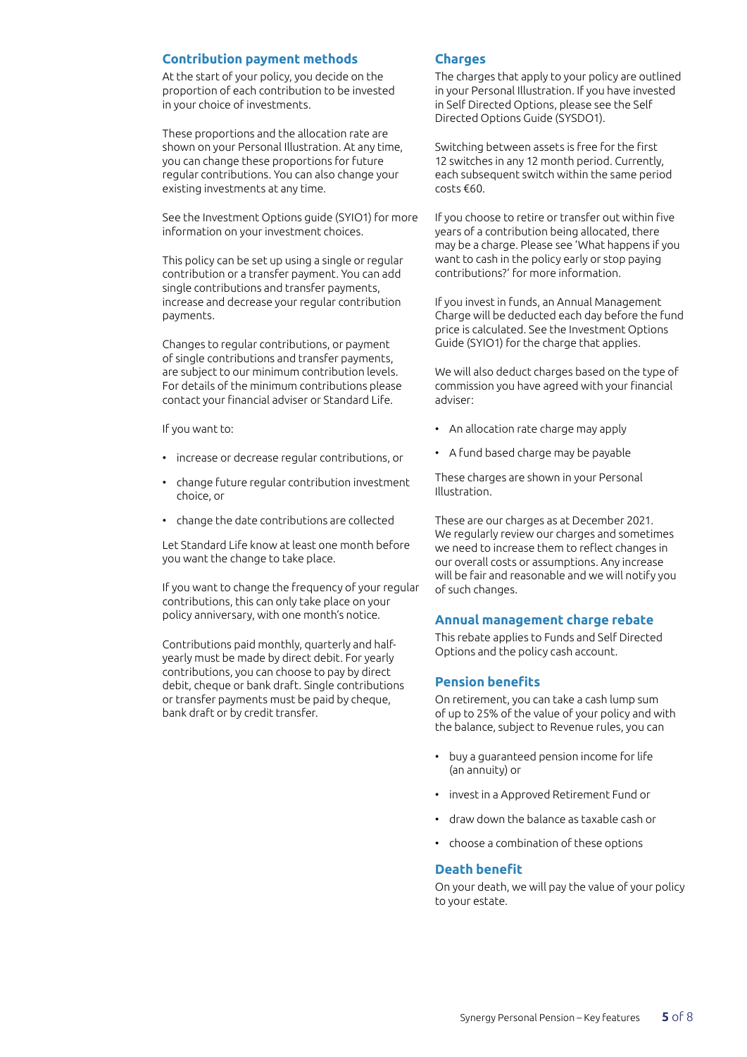## Contribution payment methods

At the start of your policy, you decide on the proportion of each contribution to be invested in your choice of investments.

These proportions and the allocation rate are shown on your Personal Illustration. At any time, you can change these proportions for future regular contributions. You can also change your existing investments at any time.

See the Investment Options guide (SYIO1) for more information on your investment choices.

This policy can be set up using a single or regular contribution or a transfer payment. You can add single contributions and transfer payments, increase and decrease your regular contribution payments.

Changes to regular contributions, or payment of single contributions and transfer payments, are subject to our minimum contribution levels. For details of the minimum contributions please contact your financial adviser or Standard Life.

If you want to:

- increase or decrease regular contributions, or
- change future regular contribution investment choice, or
- change the date contributions are collected

Let Standard Life know at least one month before you want the change to take place.

If you want to change the frequency of your regular contributions, this can only take place on your policy anniversary, with one month's notice.

Contributions paid monthly, quarterly and half-yearly must be made by direct debit. For yearly contributions, you can choose to pay by direct debit, cheque or bank draft. Single contributions or transfer payments must be paid by cheque, bank draft or by credit transfer.

## Charges

The charges that apply to your policy are outlined in your Personal Illustration. If you have invested in Self Directed Options, please see the Self Directed Options Guide (SYSDO1).

Switching between assets is free for the first 12 switches in any 12 month period. Currently, each subsequent switch within the same period costs €60.

If you choose to retire or transfer out within five years of a contribution being allocated, there may be a charge. Please see 'What happens if you want to cash in the policy early or stop paying contributions?' for more information.

If you invest in funds, an Annual Management Charge will be deducted each day before the fund price is calculated. See the Investment Options Guide (SYIO1) for the charge that applies.

We will also deduct charges based on the type of commission you have agreed with your financial adviser:

- An allocation rate charge may apply
- A fund based charge may be payable

These charges are shown in your Personal Illustration.

These are our charges as at December 2021. We regularly review our charges and sometimes we need to increase them to reflect changes in our overall costs or assumptions. Any increase will be fair and reasonable and we will notify you of such changes.

## Annual management charge rebate

This rebate applies to Funds and Self Directed Options and the policy cash account.

## Pension benefits

On retirement, you can take a cash lump sum of up to 25% of the value of your policy and with the balance, subject to Revenue rules, you can

- buy a guaranteed pension income for life (an annuity) or
- invest in a Approved Retirement Fund or
- draw down the balance as taxable cash or
- choose a combination of these options

## Death benefit

On your death, we will pay the value of your policy to your estate.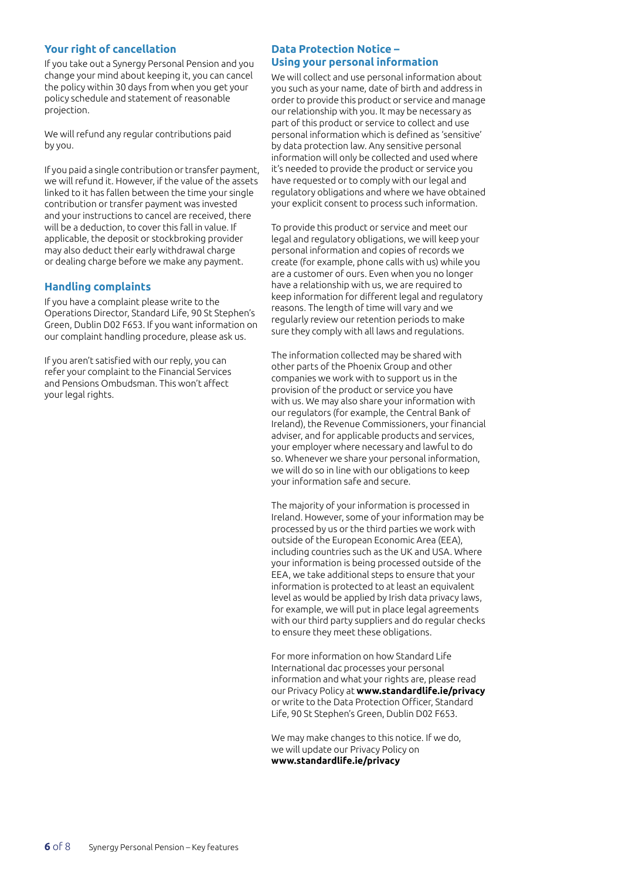## Your right of cancellation

If you take out a Synergy Personal Pension and you change your mind about keeping it, you can cancel the policy within 30 days from when you get your policy schedule and statement of reasonable projection.

We will refund any regular contributions paid by you.

If you paid a single contribution or transfer payment, we will refund it. However, if the value of the assets linked to it has fallen between the time your single contribution or transfer payment was invested and your instructions to cancel are received, there will be a deduction, to cover this fall in value. If applicable, the deposit or stockbroking provider may also deduct their early withdrawal charge or dealing charge before we make any payment.

## Handling complaints

If you have a complaint please write to the Operations Director, Standard Life, 90 St Stephen's Green, Dublin D02 F653. If you want information on our complaint handling procedure, please ask us.

If you aren't satisfied with our reply, you can refer your complaint to the Financial Services and Pensions Ombudsman. This won't affect your legal rights.

## Data Protection Notice – Using your personal information

We will collect and use personal information about you such as your name, date of birth and address in order to provide this product or service and manage our relationship with you. It may be necessary as part of this product or service to collect and use personal information which is defined as 'sensitive' by data protection law. Any sensitive personal information will only be collected and used where it's needed to provide the product or service you have requested or to comply with our legal and regulatory obligations and where we have obtained your explicit consent to process such information.

To provide this product or service and meet our legal and regulatory obligations, we will keep your personal information and copies of records we create (for example, phone calls with us) while you are a customer of ours. Even when you no longer have a relationship with us, we are required to keep information for different legal and regulatory reasons. The length of time will vary and we regularly review our retention periods to make sure they comply with all laws and regulations.

The information collected may be shared with other parts of the Phoenix Group and other companies we work with to support us in the provision of the product or service you have with us. We may also share your information with our regulators (for example, the Central Bank of Ireland), the Revenue Commissioners, your financial adviser, and for applicable products and services, your employer where necessary and lawful to do so. Whenever we share your personal information, we will do so in line with our obligations to keep your information safe and secure.

The majority of your information is processed in Ireland. However, some of your information may be processed by us or the third parties we work with outside of the European Economic Area (EEA), including countries such as the UK and USA. Where your information is being processed outside of the EEA, we take additional steps to ensure that your information is protected to at least an equivalent level as would be applied by Irish data privacy laws, for example, we will put in place legal agreements with our third party suppliers and do regular checks to ensure they meet these obligations.

For more information on how Standard Life International dac processes your personal information and what your rights are, please read our Privacy Policy at **www.standardlife.ie/privacy** or write to the Data Protection Officer, Standard Life, 90 St Stephen's Green, Dublin D02 F653.

We may make changes to this notice. If we do, we will update our Privacy Policy on **www.standardlife.ie/privacy**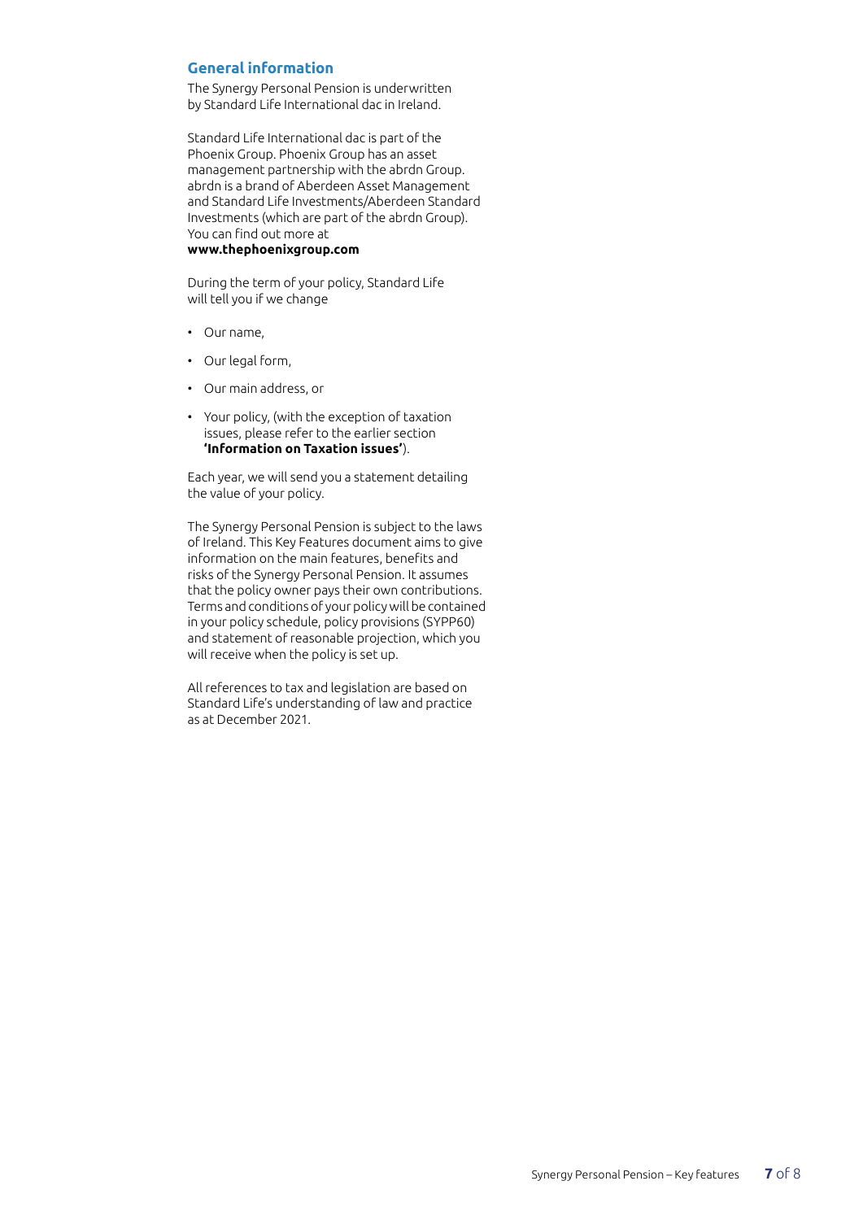## General information

The Synergy Personal Pension is underwritten by Standard Life International dac in Ireland.

Standard Life International dac is part of the Phoenix Group. Phoenix Group has an asset management partnership with the abrdn Group. abrdn is a brand of Aberdeen Asset Management and Standard Life Investments/Aberdeen Standard Investments (which are part of the abrdn Group). You can find out more at **www.thephoenixgroup.com**

During the term of your policy, Standard Life will tell you if we change

- Our name,
- Our legal form,
- Our main address, or
- Your policy, (with the exception of taxation issues, please refer to the earlier section **'Information on Taxation issues'**).

Each year, we will send you a statement detailing the value of your policy.

The Synergy Personal Pension is subject to the laws of Ireland. This Key Features document aims to give information on the main features, benefits and risks of the Synergy Personal Pension. It assumes that the policy owner pays their own contributions. Terms and conditions of your policy will be contained in your policy schedule, policy provisions (SYPP60) and statement of reasonable projection, which you will receive when the policy is set up.

All references to tax and legislation are based on Standard Life's understanding of law and practice as at December 2021.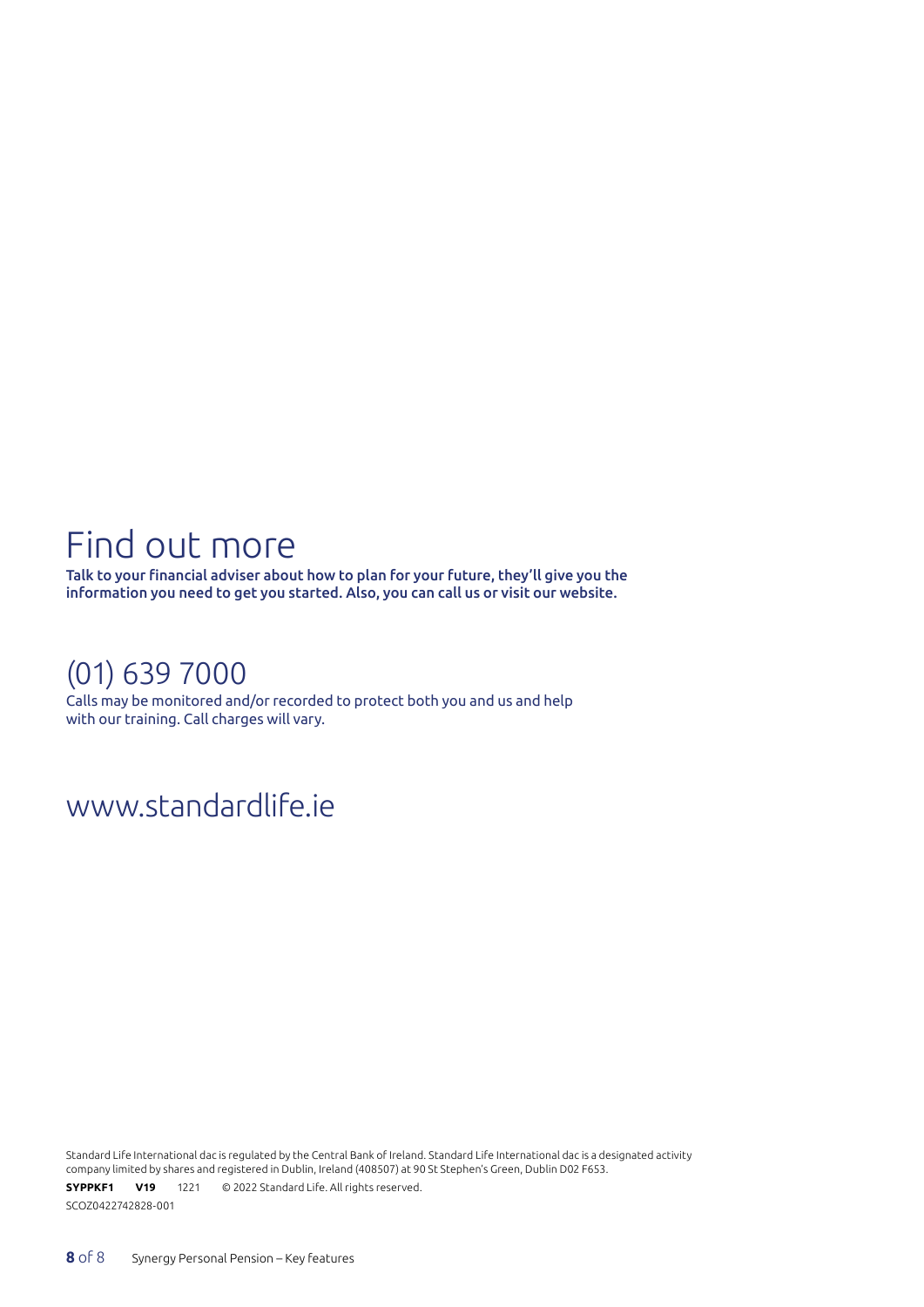# Find out more

**Talk to your financial adviser about how to plan for your future, they'll give you the information you need to get you started. Also, you can call us or visit our website.**

## (01) 639 7000

Calls may be monitored and/or recorded to protect both you and us and help with our training. Call charges will vary.

## www.standardlife.ie

Standard Life International dac is regulated by the Central Bank of Ireland. Standard Life International dac is a designated activity company limited by shares and registered in Dublin, Ireland (408507) at 90 St Stephen's Green, Dublin D02 F653.

**SYPPKF1** **V19** 1221 © 2022 Standard Life. All rights reserved.

SCOZ0422742828-001